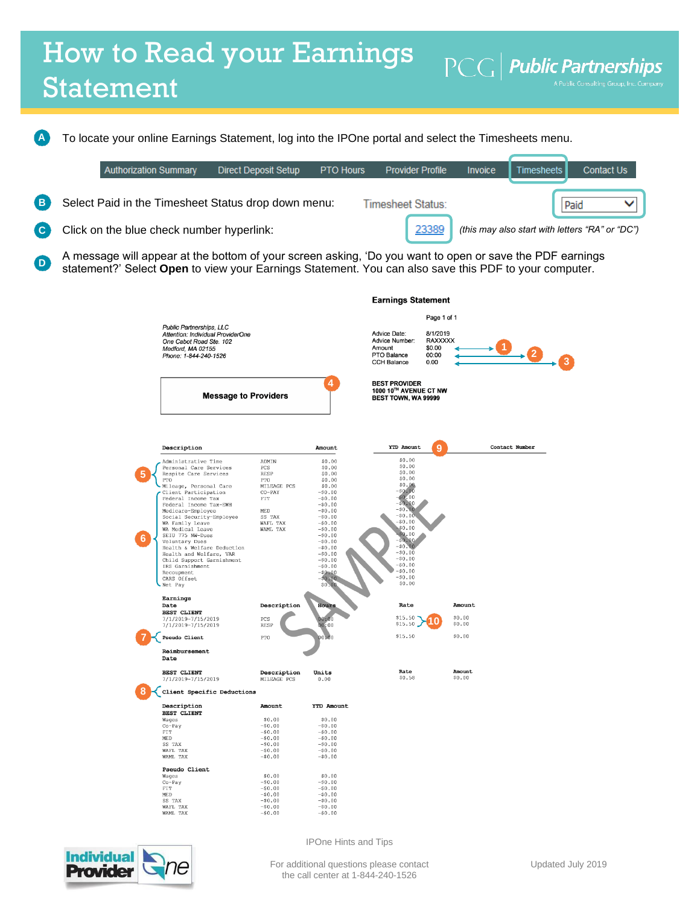# How to Read your Earnings Statement

PCG | Public Partnerships
A Public Consulting Group, Inc. Company

**A** To locate your online Earnings Statement, log into the IPOne portal and select the Timesheets menu.

Authorization Summary | Direct Deposit Setup | PTO Hours | Provider Profile | Invoice | Timesheets | Contact Us

**B** Select Paid in the Timesheet Status drop down menu: Timesheet Status: Paid

**C** Click on the blue check number hyperlink: 23389 *(this may also start with letters “RA” or “DC”)*

**D** A message will appear at the bottom of your screen asking, ‘Do you want to open or save the PDF earnings statement?’ Select **Open** to view your Earnings Statement. You can also save this PDF to your computer.

**Earnings Statement**

Page 1 of 1

*Public Partnerships, LLC*
*Attention: Individual ProviderOne*
*One Cabot Road Ste. 102*
*Medford, MA 02155*
*Phone: 1-844-240-1526*

| | |
|---|---|
| Advice Date: | 8/1/2019 |
| Advice Number: | RAXXXXX |
| Amount | $0.00 (1) |
| PTO Balance | 00:00 (2) |
| CCH Balance | 0.00 (3) |

**Message to Providers** (4)

**BEST PROVIDER**
**1000 10TH AVENUE CT NW**
**BEST TOWN, WA 99999**

| | Description | | Amount | YTD Amount (9) | Contact Number |
|---|---|---|---|---|---|
| (5) | Administrative Time | ADMIN | $0.00 | $0.00 | |
| | Personal Care Services | PCS | $0.00 | $0.00 | |
| | Respite Care Services | RESP | $0.00 | $0.00 | |
| | PTO | PTO | $0.00 | $0.00 | |
| | Mileage, Personal Care | MILEAGE PCS | $0.00 | $0.00 | |
| (6) | Client Participation | CO-PAY | -$0.00 | -$0.00 | |
| | Federal Income Tax | FIT | -$0.00 | -$0.00 | |
| | Federal Income Tax-EWH | | -$0.00 | -$0.00 | |
| | Medicare-Employee | MED | -$0.00 | -$0.00 | |
| | Social Security-Employee | SS TAX | -$0.00 | -$0.00 | |
| | WA Family Leave | WAFL TAX | -$0.00 | -$0.00 | |
| | WA Medical Leave | WAML TAX | -$0.00 | -$0.00 | |
| | SEIU 775 NW-Dues | | -$0.00 | -$0.00 | |
| | Voluntary Dues | | -$0.00 | -$0.00 | |
| | Health & Welfare Deduction | | -$0.00 | -$0.00 | |
| | Health and Welfare, VAR | | -$0.00 | -$0.00 | |
| | Child Support Garnishment | | -$0.00 | -$0.00 | |
| | IRS Garnishment | | -$0.00 | -$0.00 | |
| | Recoupment | | -$0.00 | -$0.00 | |
| | CARS Offset | | -$0.00 | -$0.00 | |
| | Net Pay | | $0.00 | $0.00 | |

**Earnings**

| Date | Description | Hours | Rate | Amount |
|---|---|---|---|---|
| **BEST CLIENT** | | | | |
| 7/1/2019-7/15/2019 | PCS | 00:00 | $15.50 (10) | $0.00 |
| 7/1/2019-7/15/2019 | RESP | 00:00 | $15.50 | $0.00 |
| (7) **Pseudo Client** | PTO | 00:00 | $15.50 | $0.00 |

**Reimbursement**

| Date | Description | Units | Rate | Amount |
|---|---|---|---|---|
| **BEST CLIENT** | | | | |
| 7/1/2019-7/15/2019 | MILEAGE PCS | 0.00 | $0.58 | $0.00 |

(8) **Client Specific Deductions**

| Description | Amount | YTD Amount |
|---|---|---|
| **BEST CLIENT** | | |
| Wages | $0.00 | $0.00 |
| Co-Pay | -$0.00 | -$0.00 |
| FIT | -$0.00 | -$0.00 |
| MED | -$0.00 | -$0.00 |
| SS TAX | -$0.00 | -$0.00 |
| WAFL TAX | -$0.00 | -$0.00 |
| WAML TAX | -$0.00 | -$0.00 |
| **Pseudo Client** | | |
| Wages | $0.00 | $0.00 |
| Co-Pay | -$0.00 | -$0.00 |
| FIT | -$0.00 | -$0.00 |
| MED | -$0.00 | -$0.00 |
| SS TAX | -$0.00 | -$0.00 |
| WAFL TAX | -$0.00 | -$0.00 |
| WAML TAX | -$0.00 | -$0.00 |

SAMPLE

Individual Provider One

IPOne Hints and Tips

For additional questions please contact the call center at 1-844-240-1526

Updated July 2019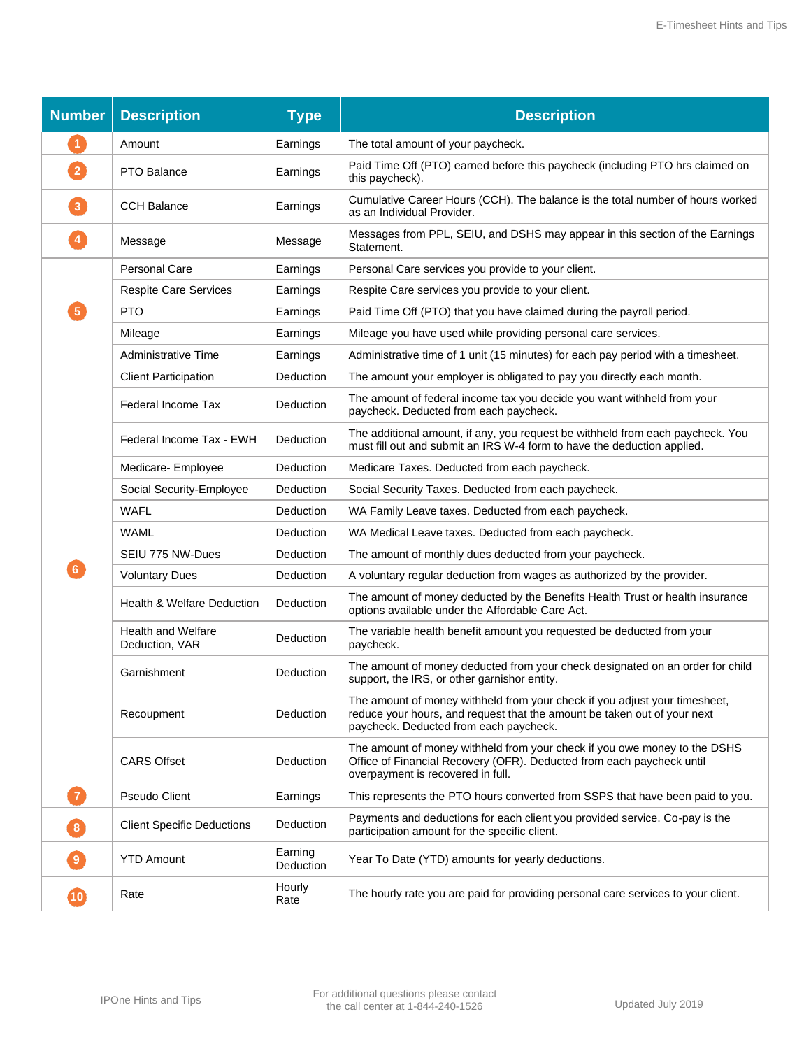| Number | Description | Type | Description |
|---|---|---|---|
| 1 | Amount | Earnings | The total amount of your paycheck. |
| 2 | PTO Balance | Earnings | Paid Time Off (PTO) earned before this paycheck (including PTO hrs claimed on this paycheck). |
| 3 | CCH Balance | Earnings | Cumulative Career Hours (CCH). The balance is the total number of hours worked as an Individual Provider. |
| 4 | Message | Message | Messages from PPL, SEIU, and DSHS may appear in this section of the Earnings Statement. |
| 5 | Personal Care | Earnings | Personal Care services you provide to your client. |
| | Respite Care Services | Earnings | Respite Care services you provide to your client. |
| | PTO | Earnings | Paid Time Off (PTO) that you have claimed during the payroll period. |
| | Mileage | Earnings | Mileage you have used while providing personal care services. |
| | Administrative Time | Earnings | Administrative time of 1 unit (15 minutes) for each pay period with a timesheet. |
| 6 | Client Participation | Deduction | The amount your employer is obligated to pay you directly each month. |
| | Federal Income Tax | Deduction | The amount of federal income tax you decide you want withheld from your paycheck. Deducted from each paycheck. |
| | Federal Income Tax - EWH | Deduction | The additional amount, if any, you request be withheld from each paycheck. You must fill out and submit an IRS W-4 form to have the deduction applied. |
| | Medicare- Employee | Deduction | Medicare Taxes. Deducted from each paycheck. |
| | Social Security-Employee | Deduction | Social Security Taxes. Deducted from each paycheck. |
| | WAFL | Deduction | WA Family Leave taxes. Deducted from each paycheck. |
| | WAML | Deduction | WA Medical Leave taxes. Deducted from each paycheck. |
| | SEIU 775 NW-Dues | Deduction | The amount of monthly dues deducted from your paycheck. |
| | Voluntary Dues | Deduction | A voluntary regular deduction from wages as authorized by the provider. |
| | Health & Welfare Deduction | Deduction | The amount of money deducted by the Benefits Health Trust or health insurance options available under the Affordable Care Act. |
| | Health and Welfare Deduction, VAR | Deduction | The variable health benefit amount you requested be deducted from your paycheck. |
| | Garnishment | Deduction | The amount of money deducted from your check designated on an order for child support, the IRS, or other garnishor entity. |
| | Recoupment | Deduction | The amount of money withheld from your check if you adjust your timesheet, reduce your hours, and request that the amount be taken out of your next paycheck. Deducted from each paycheck. |
| | CARS Offset | Deduction | The amount of money withheld from your check if you owe money to the DSHS Office of Financial Recovery (OFR). Deducted from each paycheck until overpayment is recovered in full. |
| 7 | Pseudo Client | Earnings | This represents the PTO hours converted from SSPS that have been paid to you. |
| 8 | Client Specific Deductions | Deduction | Payments and deductions for each client you provided service. Co-pay is the participation amount for the specific client. |
| 9 | YTD Amount | Earning Deduction | Year To Date (YTD) amounts for yearly deductions. |
| 10 | Rate | Hourly Rate | The hourly rate you are paid for providing personal care services to your client. |

For additional questions please contact the call center at 1-844-240-1526